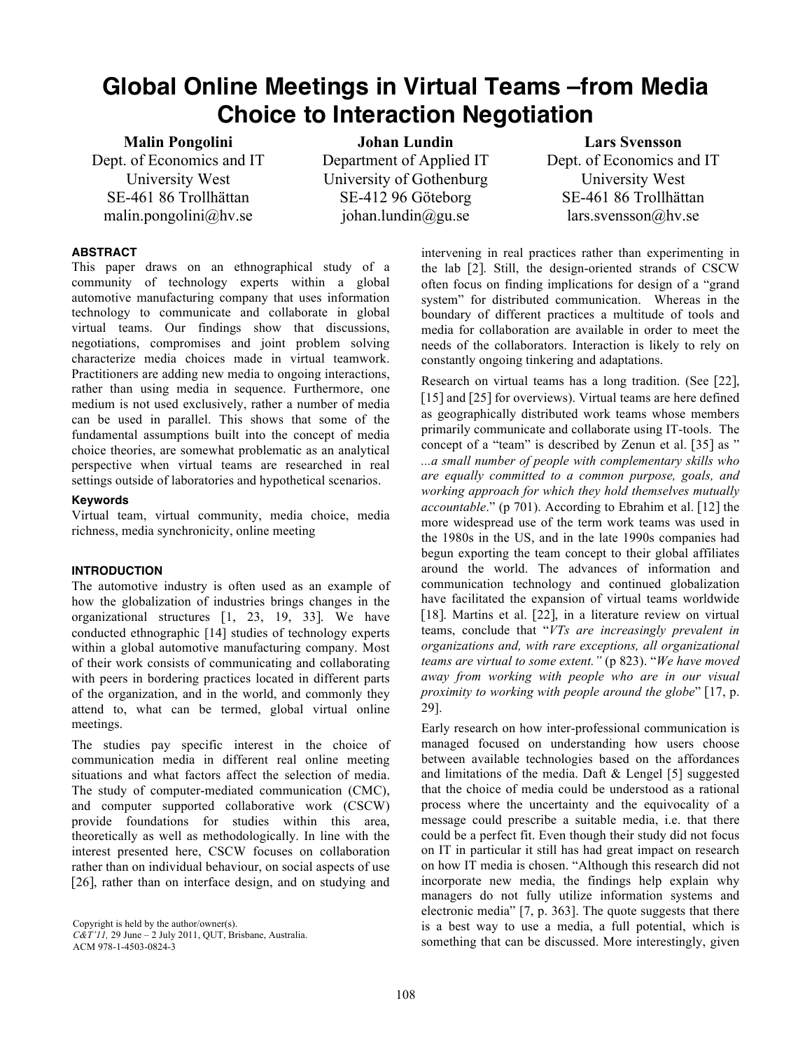# Global Online Meetings in Virtual Teams –from Media Choice to Interaction Negotiation

**Malin Pongolini**
Dept. of Economics and IT
University West
SE-461 86 Trollhättan
malin.pongolini@hv.se

**Johan Lundin**
Department of Applied IT
University of Gothenburg
SE-412 96 Göteborg
johan.lundin@gu.se

**Lars Svensson**
Dept. of Economics and IT
University West
SE-461 86 Trollhättan
lars.svensson@hv.se

### ABSTRACT

This paper draws on an ethnographical study of a community of technology experts within a global automotive manufacturing company that uses information technology to communicate and collaborate in global virtual teams. Our findings show that discussions, negotiations, compromises and joint problem solving characterize media choices made in virtual teamwork. Practitioners are adding new media to ongoing interactions, rather than using media in sequence. Furthermore, one medium is not used exclusively, rather a number of media can be used in parallel. This shows that some of the fundamental assumptions built into the concept of media choice theories, are somewhat problematic as an analytical perspective when virtual teams are researched in real settings outside of laboratories and hypothetical scenarios.

#### Keywords

Virtual team, virtual community, media choice, media richness, media synchronicity, online meeting

### INTRODUCTION

The automotive industry is often used as an example of how the globalization of industries brings changes in the organizational structures [1, 23, 19, 33]. We have conducted ethnographic [14] studies of technology experts within a global automotive manufacturing company. Most of their work consists of communicating and collaborating with peers in bordering practices located in different parts of the organization, and in the world, and commonly they attend to, what can be termed, global virtual online meetings.

The studies pay specific interest in the choice of communication media in different real online meeting situations and what factors affect the selection of media. The study of computer-mediated communication (CMC), and computer supported collaborative work (CSCW) provide foundations for studies within this area, theoretically as well as methodologically. In line with the interest presented here, CSCW focuses on collaboration rather than on individual behaviour, on social aspects of use [26], rather than on interface design, and on studying and intervening in real practices rather than experimenting in the lab [2]. Still, the design-oriented strands of CSCW often focus on finding implications for design of a "grand system" for distributed communication. Whereas in the boundary of different practices a multitude of tools and media for collaboration are available in order to meet the needs of the collaborators. Interaction is likely to rely on constantly ongoing tinkering and adaptations.

Research on virtual teams has a long tradition. (See [22], [15] and [25] for overviews). Virtual teams are here defined as geographically distributed work teams whose members primarily communicate and collaborate using IT-tools. The concept of a "team" is described by Zenun et al. [35] as "*...a small number of people with complementary skills who are equally committed to a common purpose, goals, and working approach for which they hold themselves mutually accountable*." (p 701). According to Ebrahim et al. [12] the more widespread use of the term work teams was used in the 1980s in the US, and in the late 1990s companies had begun exporting the team concept to their global affiliates around the world. The advances of information and communication technology and continued globalization have facilitated the expansion of virtual teams worldwide [18]. Martins et al. [22], in a literature review on virtual teams, conclude that "*VTs are increasingly prevalent in organizations and, with rare exceptions, all organizational teams are virtual to some extent.*" (p 823). "*We have moved away from working with people who are in our visual proximity to working with people around the globe*" [17, p. 29].

Early research on how inter-professional communication is managed focused on understanding how users choose between available technologies based on the affordances and limitations of the media. Daft & Lengel [5] suggested that the choice of media could be understood as a rational process where the uncertainty and the equivocality of a message could prescribe a suitable media, i.e. that there could be a perfect fit. Even though their study did not focus on IT in particular it still has had great impact on research on how IT media is chosen. "Although this research did not incorporate new media, the findings help explain why managers do not fully utilize information systems and electronic media" [7, p. 363]. The quote suggests that there is a best way to use a media, a full potential, which is something that can be discussed. More interestingly, given

Copyright is held by the author/owner(s).
*C&T'11,* 29 June – 2 July 2011, QUT, Brisbane, Australia.
ACM 978-1-4503-0824-3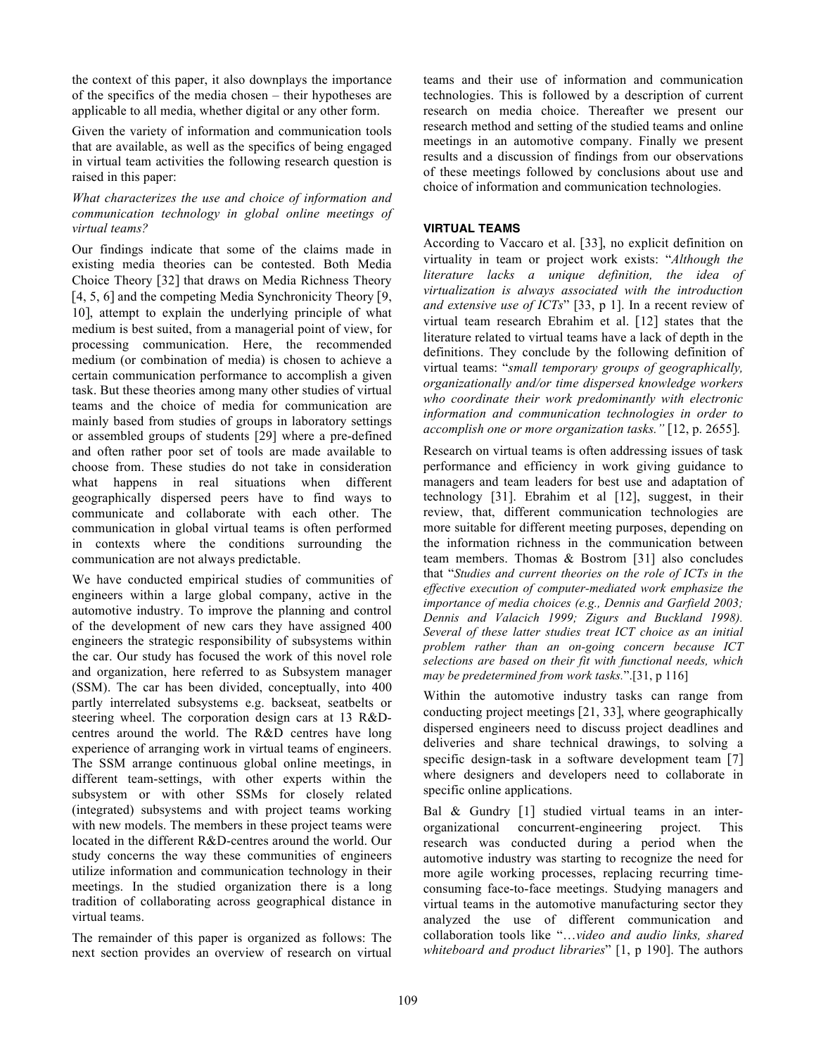the context of this paper, it also downplays the importance of the specifics of the media chosen – their hypotheses are applicable to all media, whether digital or any other form.

Given the variety of information and communication tools that are available, as well as the specifics of being engaged in virtual team activities the following research question is raised in this paper:

*What characterizes the use and choice of information and communication technology in global online meetings of virtual teams?*

Our findings indicate that some of the claims made in existing media theories can be contested. Both Media Choice Theory [32] that draws on Media Richness Theory [4, 5, 6] and the competing Media Synchronicity Theory [9, 10], attempt to explain the underlying principle of what medium is best suited, from a managerial point of view, for processing communication. Here, the recommended medium (or combination of media) is chosen to achieve a certain communication performance to accomplish a given task. But these theories among many other studies of virtual teams and the choice of media for communication are mainly based from studies of groups in laboratory settings or assembled groups of students [29] where a pre-defined and often rather poor set of tools are made available to choose from. These studies do not take in consideration what happens in real situations when different geographically dispersed peers have to find ways to communicate and collaborate with each other. The communication in global virtual teams is often performed in contexts where the conditions surrounding the communication are not always predictable.

We have conducted empirical studies of communities of engineers within a large global company, active in the automotive industry. To improve the planning and control of the development of new cars they have assigned 400 engineers the strategic responsibility of subsystems within the car. Our study has focused the work of this novel role and organization, here referred to as Subsystem manager (SSM). The car has been divided, conceptually, into 400 partly interrelated subsystems e.g. backseat, seatbelts or steering wheel. The corporation design cars at 13 R&D-centres around the world. The R&D centres have long experience of arranging work in virtual teams of engineers. The SSM arrange continuous global online meetings, in different team-settings, with other experts within the subsystem or with other SSMs for closely related (integrated) subsystems and with project teams working with new models. The members in these project teams were located in the different R&D-centres around the world. Our study concerns the way these communities of engineers utilize information and communication technology in their meetings. In the studied organization there is a long tradition of collaborating across geographical distance in virtual teams.

The remainder of this paper is organized as follows: The next section provides an overview of research on virtual teams and their use of information and communication technologies. This is followed by a description of current research on media choice. Thereafter we present our research method and setting of the studied teams and online meetings in an automotive company. Finally we present results and a discussion of findings from our observations of these meetings followed by conclusions about use and choice of information and communication technologies.

## VIRTUAL TEAMS

According to Vaccaro et al. [33], no explicit definition on virtuality in team or project work exists: "*Although the literature lacks a unique definition, the idea of virtualization is always associated with the introduction and extensive use of ICTs*" [33, p 1]. In a recent review of virtual team research Ebrahim et al. [12] states that the literature related to virtual teams have a lack of depth in the definitions. They conclude by the following definition of virtual teams: "*small temporary groups of geographically, organizationally and/or time dispersed knowledge workers who coordinate their work predominantly with electronic information and communication technologies in order to accomplish one or more organization tasks."* [12, p. 2655].

Research on virtual teams is often addressing issues of task performance and efficiency in work giving guidance to managers and team leaders for best use and adaptation of technology [31]. Ebrahim et al [12], suggest, in their review, that, different communication technologies are more suitable for different meeting purposes, depending on the information richness in the communication between team members. Thomas & Bostrom [31] also concludes that "*Studies and current theories on the role of ICTs in the effective execution of computer-mediated work emphasize the importance of media choices (e.g., Dennis and Garfield 2003; Dennis and Valacich 1999; Zigurs and Buckland 1998). Several of these latter studies treat ICT choice as an initial problem rather than an on-going concern because ICT selections are based on their fit with functional needs, which may be predetermined from work tasks.*".[31, p 116]

Within the automotive industry tasks can range from conducting project meetings [21, 33], where geographically dispersed engineers need to discuss project deadlines and deliveries and share technical drawings, to solving a specific design-task in a software development team [7] where designers and developers need to collaborate in specific online applications.

Bal & Gundry [1] studied virtual teams in an inter-organizational concurrent-engineering project. This research was conducted during a period when the automotive industry was starting to recognize the need for more agile working processes, replacing recurring time-consuming face-to-face meetings. Studying managers and virtual teams in the automotive manufacturing sector they analyzed the use of different communication and collaboration tools like "*…video and audio links, shared whiteboard and product libraries*" [1, p 190]. The authors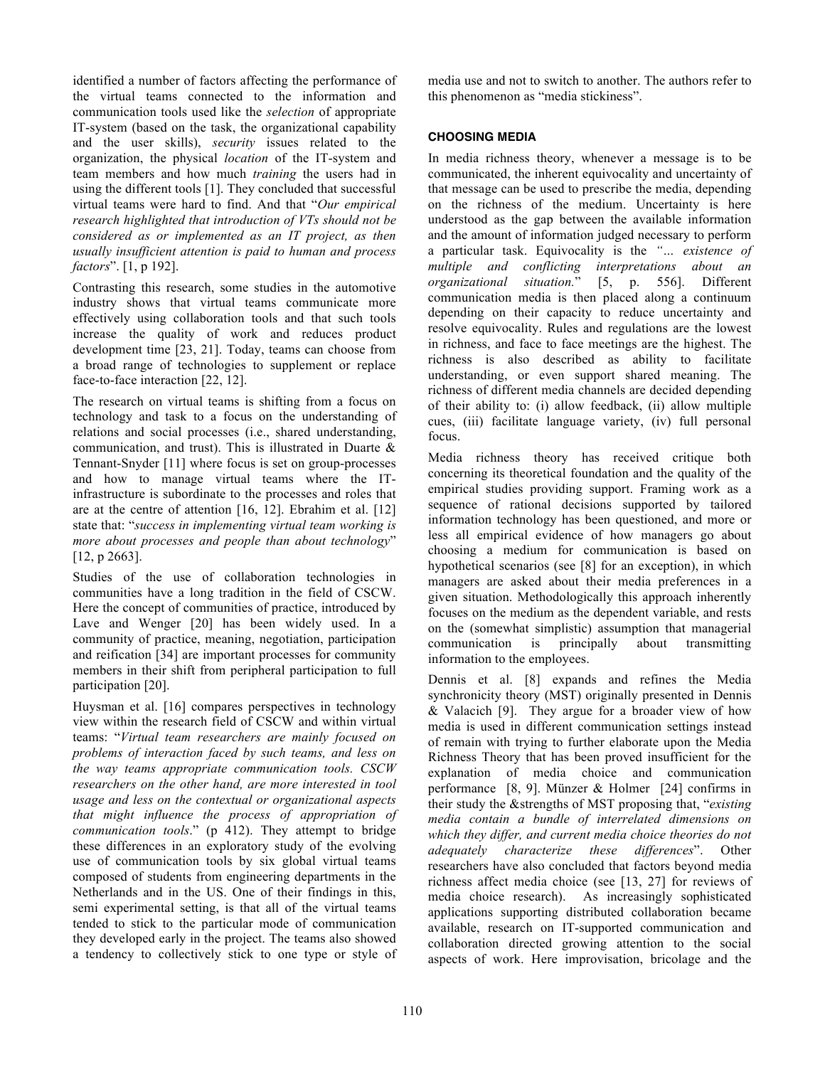identified a number of factors affecting the performance of the virtual teams connected to the information and communication tools used like the *selection* of appropriate IT-system (based on the task, the organizational capability and the user skills), *security* issues related to the organization, the physical *location* of the IT-system and team members and how much *training* the users had in using the different tools [1]. They concluded that successful virtual teams were hard to find. And that "*Our empirical research highlighted that introduction of VTs should not be considered as or implemented as an IT project, as then usually insufficient attention is paid to human and process factors*". [1, p 192].

Contrasting this research, some studies in the automotive industry shows that virtual teams communicate more effectively using collaboration tools and that such tools increase the quality of work and reduces product development time [23, 21]. Today, teams can choose from a broad range of technologies to supplement or replace face-to-face interaction [22, 12].

The research on virtual teams is shifting from a focus on technology and task to a focus on the understanding of relations and social processes (i.e., shared understanding, communication, and trust). This is illustrated in Duarte & Tennant-Snyder [11] where focus is set on group-processes and how to manage virtual teams where the IT-infrastructure is subordinate to the processes and roles that are at the centre of attention [16, 12]. Ebrahim et al. [12] state that: "*success in implementing virtual team working is more about processes and people than about technology*" [12, p 2663].

Studies of the use of collaboration technologies in communities have a long tradition in the field of CSCW. Here the concept of communities of practice, introduced by Lave and Wenger [20] has been widely used. In a community of practice, meaning, negotiation, participation and reification [34] are important processes for community members in their shift from peripheral participation to full participation [20].

Huysman et al. [16] compares perspectives in technology view within the research field of CSCW and within virtual teams: "*Virtual team researchers are mainly focused on problems of interaction faced by such teams, and less on the way teams appropriate communication tools. CSCW researchers on the other hand, are more interested in tool usage and less on the contextual or organizational aspects that might influence the process of appropriation of communication tools*." (p 412). They attempt to bridge these differences in an exploratory study of the evolving use of communication tools by six global virtual teams composed of students from engineering departments in the Netherlands and in the US. One of their findings in this, semi experimental setting, is that all of the virtual teams tended to stick to the particular mode of communication they developed early in the project. The teams also showed a tendency to collectively stick to one type or style of media use and not to switch to another. The authors refer to this phenomenon as "media stickiness".

## CHOOSING MEDIA

In media richness theory, whenever a message is to be communicated, the inherent equivocality and uncertainty of that message can be used to prescribe the media, depending on the richness of the medium. Uncertainty is here understood as the gap between the available information and the amount of information judged necessary to perform a particular task. Equivocality is the *"... existence of multiple and conflicting interpretations about an organizational situation.*" [5, p. 556]. Different communication media is then placed along a continuum depending on their capacity to reduce uncertainty and resolve equivocality. Rules and regulations are the lowest in richness, and face to face meetings are the highest. The richness is also described as ability to facilitate understanding, or even support shared meaning. The richness of different media channels are decided depending of their ability to: (i) allow feedback, (ii) allow multiple cues, (iii) facilitate language variety, (iv) full personal focus.

Media richness theory has received critique both concerning its theoretical foundation and the quality of the empirical studies providing support. Framing work as a sequence of rational decisions supported by tailored information technology has been questioned, and more or less all empirical evidence of how managers go about choosing a medium for communication is based on hypothetical scenarios (see [8] for an exception), in which managers are asked about their media preferences in a given situation. Methodologically this approach inherently focuses on the medium as the dependent variable, and rests on the (somewhat simplistic) assumption that managerial communication is principally about transmitting information to the employees.

Dennis et al. [8] expands and refines the Media synchronicity theory (MST) originally presented in Dennis & Valacich [9]. They argue for a broader view of how media is used in different communication settings instead of remain with trying to further elaborate upon the Media Richness Theory that has been proved insufficient for the explanation of media choice and communication performance [8, 9]. Münzer & Holmer [24] confirms in their study the &strengths of MST proposing that, "*existing media contain a bundle of interrelated dimensions on which they differ, and current media choice theories do not adequately characterize these differences*". Other researchers have also concluded that factors beyond media richness affect media choice (see [13, 27] for reviews of media choice research). As increasingly sophisticated applications supporting distributed collaboration became available, research on IT-supported communication and collaboration directed growing attention to the social aspects of work. Here improvisation, bricolage and the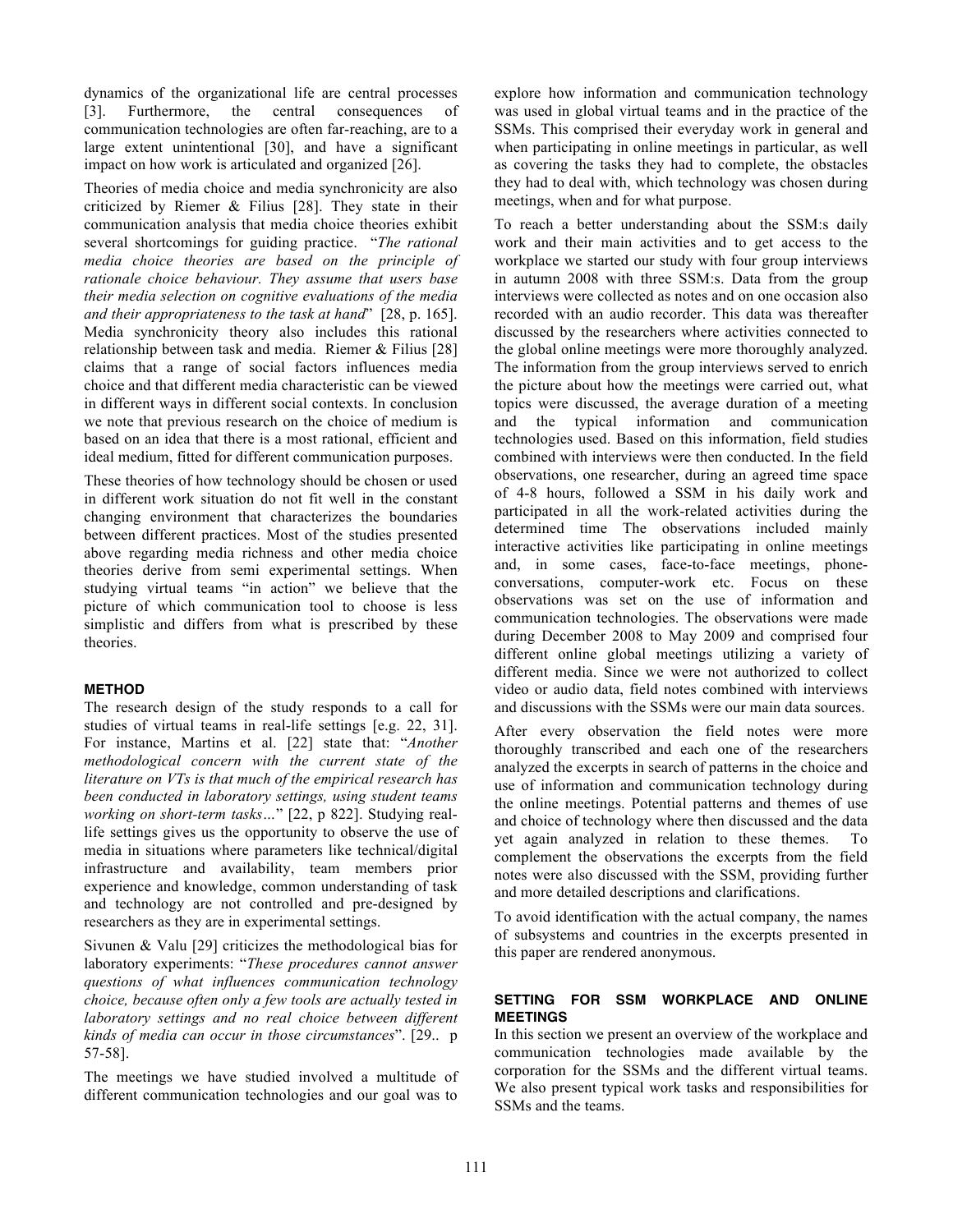dynamics of the organizational life are central processes [3]. Furthermore, the central consequences of communication technologies are often far-reaching, are to a large extent unintentional [30], and have a significant impact on how work is articulated and organized [26].

Theories of media choice and media synchronicity are also criticized by Riemer & Filius [28]. They state in their communication analysis that media choice theories exhibit several shortcomings for guiding practice. "*The rational media choice theories are based on the principle of rationale choice behaviour. They assume that users base their media selection on cognitive evaluations of the media and their appropriateness to the task at hand*" [28, p. 165]. Media synchronicity theory also includes this rational relationship between task and media. Riemer & Filius [28] claims that a range of social factors influences media choice and that different media characteristic can be viewed in different ways in different social contexts. In conclusion we note that previous research on the choice of medium is based on an idea that there is a most rational, efficient and ideal medium, fitted for different communication purposes.

These theories of how technology should be chosen or used in different work situation do not fit well in the constant changing environment that characterizes the boundaries between different practices. Most of the studies presented above regarding media richness and other media choice theories derive from semi experimental settings. When studying virtual teams "in action" we believe that the picture of which communication tool to choose is less simplistic and differs from what is prescribed by these theories.

## METHOD

The research design of the study responds to a call for studies of virtual teams in real-life settings [e.g. 22, 31]. For instance, Martins et al. [22] state that: "*Another methodological concern with the current state of the literature on VTs is that much of the empirical research has been conducted in laboratory settings, using student teams working on short-term tasks…*" [22, p 822]. Studying real-life settings gives us the opportunity to observe the use of media in situations where parameters like technical/digital infrastructure and availability, team members prior experience and knowledge, common understanding of task and technology are not controlled and pre-designed by researchers as they are in experimental settings.

Sivunen & Valu [29] criticizes the methodological bias for laboratory experiments: "*These procedures cannot answer questions of what influences communication technology choice, because often only a few tools are actually tested in laboratory settings and no real choice between different kinds of media can occur in those circumstances*". [29.. p 57-58].

The meetings we have studied involved a multitude of different communication technologies and our goal was to explore how information and communication technology was used in global virtual teams and in the practice of the SSMs. This comprised their everyday work in general and when participating in online meetings in particular, as well as covering the tasks they had to complete, the obstacles they had to deal with, which technology was chosen during meetings, when and for what purpose.

To reach a better understanding about the SSM:s daily work and their main activities and to get access to the workplace we started our study with four group interviews in autumn 2008 with three SSM:s. Data from the group interviews were collected as notes and on one occasion also recorded with an audio recorder. This data was thereafter discussed by the researchers where activities connected to the global online meetings were more thoroughly analyzed. The information from the group interviews served to enrich the picture about how the meetings were carried out, what topics were discussed, the average duration of a meeting and the typical information and communication technologies used. Based on this information, field studies combined with interviews were then conducted. In the field observations, one researcher, during an agreed time space of 4-8 hours, followed a SSM in his daily work and participated in all the work-related activities during the determined time The observations included mainly interactive activities like participating in online meetings and, in some cases, face-to-face meetings, phone-conversations, computer-work etc. Focus on these observations was set on the use of information and communication technologies. The observations were made during December 2008 to May 2009 and comprised four different online global meetings utilizing a variety of different media. Since we were not authorized to collect video or audio data, field notes combined with interviews and discussions with the SSMs were our main data sources.

After every observation the field notes were more thoroughly transcribed and each one of the researchers analyzed the excerpts in search of patterns in the choice and use of information and communication technology during the online meetings. Potential patterns and themes of use and choice of technology where then discussed and the data yet again analyzed in relation to these themes. To complement the observations the excerpts from the field notes were also discussed with the SSM, providing further and more detailed descriptions and clarifications.

To avoid identification with the actual company, the names of subsystems and countries in the excerpts presented in this paper are rendered anonymous.

## SETTING FOR SSM WORKPLACE AND ONLINE MEETINGS

In this section we present an overview of the workplace and communication technologies made available by the corporation for the SSMs and the different virtual teams. We also present typical work tasks and responsibilities for SSMs and the teams.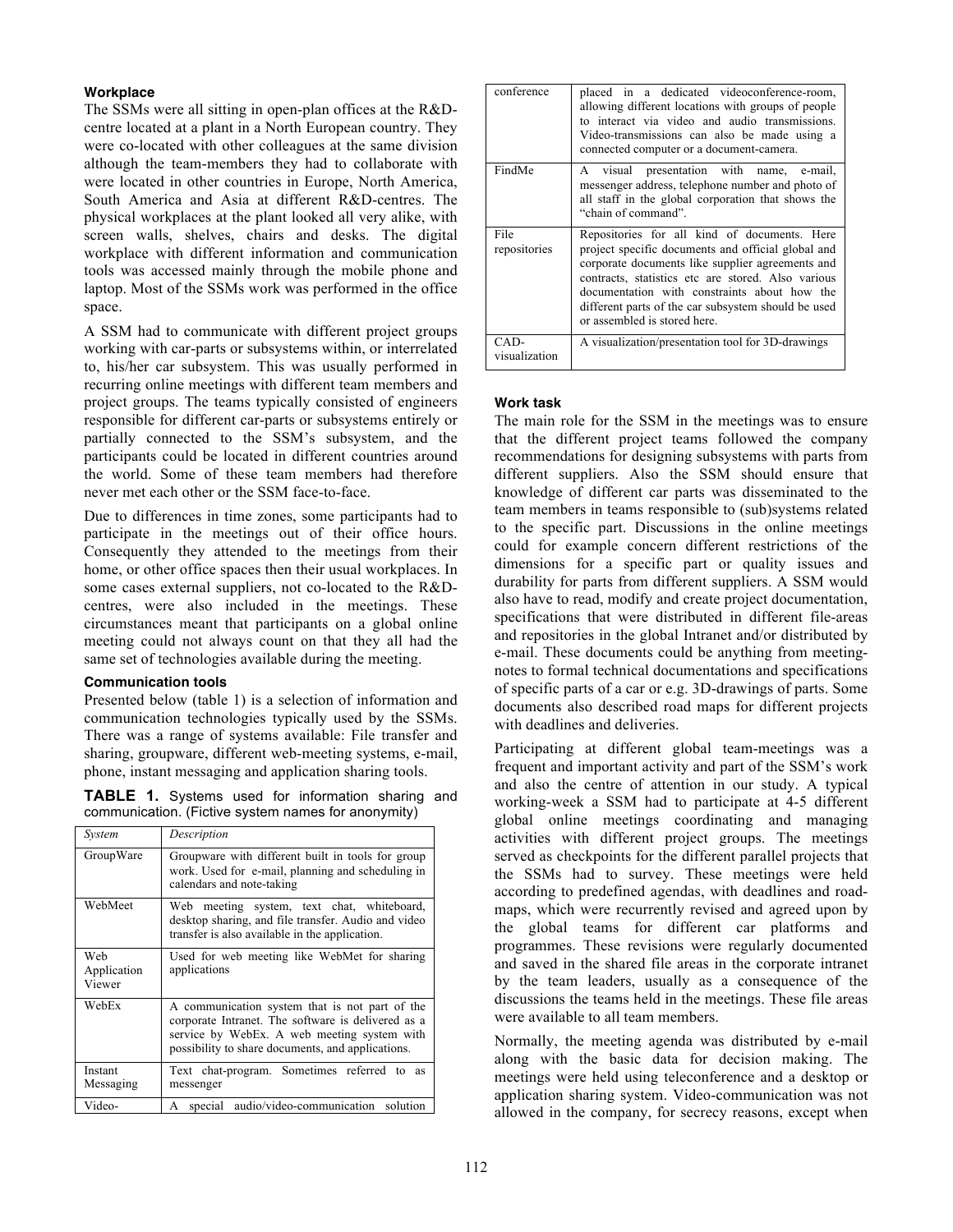### Workplace

The SSMs were all sitting in open-plan offices at the R&D-centre located at a plant in a North European country. They were co-located with other colleagues at the same division although the team-members they had to collaborate with were located in other countries in Europe, North America, South America and Asia at different R&D-centres. The physical workplaces at the plant looked all very alike, with screen walls, shelves, chairs and desks. The digital workplace with different information and communication tools was accessed mainly through the mobile phone and laptop. Most of the SSMs work was performed in the office space.

A SSM had to communicate with different project groups working with car-parts or subsystems within, or interrelated to, his/her car subsystem. This was usually performed in recurring online meetings with different team members and project groups. The teams typically consisted of engineers responsible for different car-parts or subsystems entirely or partially connected to the SSM's subsystem, and the participants could be located in different countries around the world. Some of these team members had therefore never met each other or the SSM face-to-face.

Due to differences in time zones, some participants had to participate in the meetings out of their office hours. Consequently they attended to the meetings from their home, or other office spaces then their usual workplaces. In some cases external suppliers, not co-located to the R&D-centres, were also included in the meetings. These circumstances meant that participants on a global online meeting could not always count on that they all had the same set of technologies available during the meeting.

### Communication tools

Presented below (table 1) is a selection of information and communication technologies typically used by the SSMs. There was a range of systems available: File transfer and sharing, groupware, different web-meeting systems, e-mail, phone, instant messaging and application sharing tools.

**TABLE 1.** Systems used for information sharing and communication. (Fictive system names for anonymity)

| *System* | *Description* |
|---|---|
| GroupWare | Groupware with different built in tools for group work. Used for e-mail, planning and scheduling in calendars and note-taking |
| WebMeet | Web meeting system, text chat, whiteboard, desktop sharing, and file transfer. Audio and video transfer is also available in the application. |
| Web Application Viewer | Used for web meeting like WebMet for sharing applications |
| WebEx | A communication system that is not part of the corporate Intranet. The software is delivered as a service by WebEx. A web meeting system with possibility to share documents, and applications. |
| Instant Messaging | Text chat-program. Sometimes referred to as messenger |
| Video-conference | A special audio/video-communication solution placed in a dedicated videoconference-room, allowing different locations with groups of people to interact via video and audio transmissions. Video-transmissions can also be made using a connected computer or a document-camera. |
| FindMe | A visual presentation with name, e-mail, messenger address, telephone number and photo of all staff in the global corporation that shows the "chain of command". |
| File repositories | Repositories for all kind of documents. Here project specific documents and official global and corporate documents like supplier agreements and contracts, statistics etc are stored. Also various documentation with constraints about how the different parts of the car subsystem should be used or assembled is stored here. |
| CAD-visualization | A visualization/presentation tool for 3D-drawings |

### Work task

The main role for the SSM in the meetings was to ensure that the different project teams followed the company recommendations for designing subsystems with parts from different suppliers. Also the SSM should ensure that knowledge of different car parts was disseminated to the team members in teams responsible to (sub)systems related to the specific part. Discussions in the online meetings could for example concern different restrictions of the dimensions for a specific part or quality issues and durability for parts from different suppliers. A SSM would also have to read, modify and create project documentation, specifications that were distributed in different file-areas and repositories in the global Intranet and/or distributed by e-mail. These documents could be anything from meeting-notes to formal technical documentations and specifications of specific parts of a car or e.g. 3D-drawings of parts. Some documents also described road maps for different projects with deadlines and deliveries.

Participating at different global team-meetings was a frequent and important activity and part of the SSM's work and also the centre of attention in our study. A typical working-week a SSM had to participate at 4-5 different global online meetings coordinating and managing activities with different project groups. The meetings served as checkpoints for the different parallel projects that the SSMs had to survey. These meetings were held according to predefined agendas, with deadlines and road-maps, which were recurrently revised and agreed upon by the global teams for different car platforms and programmes. These revisions were regularly documented and saved in the shared file areas in the corporate intranet by the team leaders, usually as a consequence of the discussions the teams held in the meetings. These file areas were available to all team members.

Normally, the meeting agenda was distributed by e-mail along with the basic data for decision making. The meetings were held using teleconference and a desktop or application sharing system. Video-communication was not allowed in the company, for secrecy reasons, except when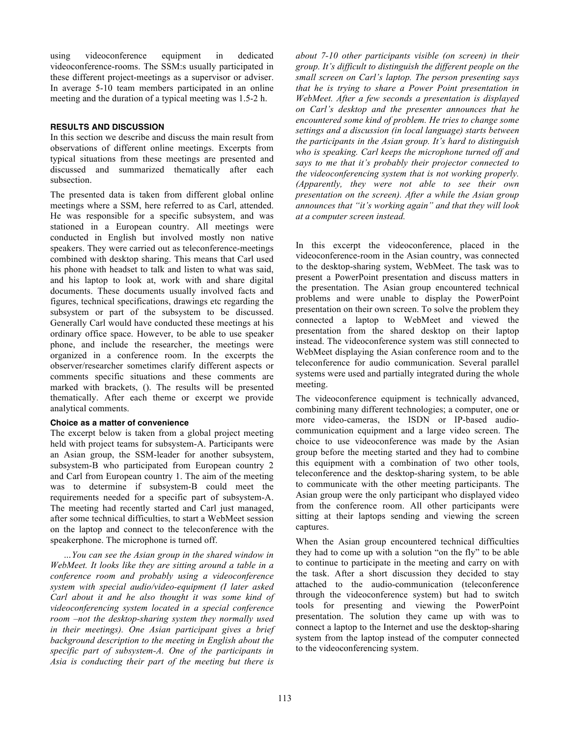using videoconference equipment in dedicated videoconference-rooms. The SSM:s usually participated in these different project-meetings as a supervisor or adviser. In average 5-10 team members participated in an online meeting and the duration of a typical meeting was 1.5-2 h.

## RESULTS AND DISCUSSION

In this section we describe and discuss the main result from observations of different online meetings. Excerpts from typical situations from these meetings are presented and discussed and summarized thematically after each subsection.

The presented data is taken from different global online meetings where a SSM, here referred to as Carl, attended. He was responsible for a specific subsystem, and was stationed in a European country. All meetings were conducted in English but involved mostly non native speakers. They were carried out as teleconference-meetings combined with desktop sharing. This means that Carl used his phone with headset to talk and listen to what was said, and his laptop to look at, work with and share digital documents. These documents usually involved facts and figures, technical specifications, drawings etc regarding the subsystem or part of the subsystem to be discussed. Generally Carl would have conducted these meetings at his ordinary office space. However, to be able to use speaker phone, and include the researcher, the meetings were organized in a conference room. In the excerpts the observer/researcher sometimes clarify different aspects or comments specific situations and these comments are marked with brackets, (). The results will be presented thematically. After each theme or excerpt we provide analytical comments.

### Choice as a matter of convenience

The excerpt below is taken from a global project meeting held with project teams for subsystem-A. Participants were an Asian group, the SSM-leader for another subsystem, subsystem-B who participated from European country 2 and Carl from European country 1. The aim of the meeting was to determine if subsystem-B could meet the requirements needed for a specific part of subsystem-A. The meeting had recently started and Carl just managed, after some technical difficulties, to start a WebMeet session on the laptop and connect to the teleconference with the speakerphone. The microphone is turned off.

*…You can see the Asian group in the shared window in WebMeet. It looks like they are sitting around a table in a conference room and probably using a videoconference system with special audio/video-equipment (I later asked Carl about it and he also thought it was some kind of videoconferencing system located in a special conference room –not the desktop-sharing system they normally used in their meetings). One Asian participant gives a brief background description to the meeting in English about the specific part of subsystem-A. One of the participants in Asia is conducting their part of the meeting but there is about 7-10 other participants visible (on screen) in their group. It's difficult to distinguish the different people on the small screen on Carl's laptop. The person presenting says that he is trying to share a Power Point presentation in WebMeet. After a few seconds a presentation is displayed on Carl's desktop and the presenter announces that he encountered some kind of problem. He tries to change some settings and a discussion (in local language) starts between the participants in the Asian group. It's hard to distinguish who is speaking. Carl keeps the microphone turned off and says to me that it's probably their projector connected to the videoconferencing system that is not working properly. (Apparently, they were not able to see their own presentation on the screen). After a while the Asian group announces that "it's working again" and that they will look at a computer screen instead.*

In this excerpt the videoconference, placed in the videoconference-room in the Asian country, was connected to the desktop-sharing system, WebMeet. The task was to present a PowerPoint presentation and discuss matters in the presentation. The Asian group encountered technical problems and were unable to display the PowerPoint presentation on their own screen. To solve the problem they connected a laptop to WebMeet and viewed the presentation from the shared desktop on their laptop instead. The videoconference system was still connected to WebMeet displaying the Asian conference room and to the teleconference for audio communication. Several parallel systems were used and partially integrated during the whole meeting.

The videoconference equipment is technically advanced, combining many different technologies; a computer, one or more video-cameras, the ISDN or IP-based audio-communication equipment and a large video screen. The choice to use videoconference was made by the Asian group before the meeting started and they had to combine this equipment with a combination of two other tools, teleconference and the desktop-sharing system, to be able to communicate with the other meeting participants. The Asian group were the only participant who displayed video from the conference room. All other participants were sitting at their laptops sending and viewing the screen captures.

When the Asian group encountered technical difficulties they had to come up with a solution "on the fly" to be able to continue to participate in the meeting and carry on with the task. After a short discussion they decided to stay attached to the audio-communication (teleconference through the videoconference system) but had to switch tools for presenting and viewing the PowerPoint presentation. The solution they came up with was to connect a laptop to the Internet and use the desktop-sharing system from the laptop instead of the computer connected to the videoconferencing system.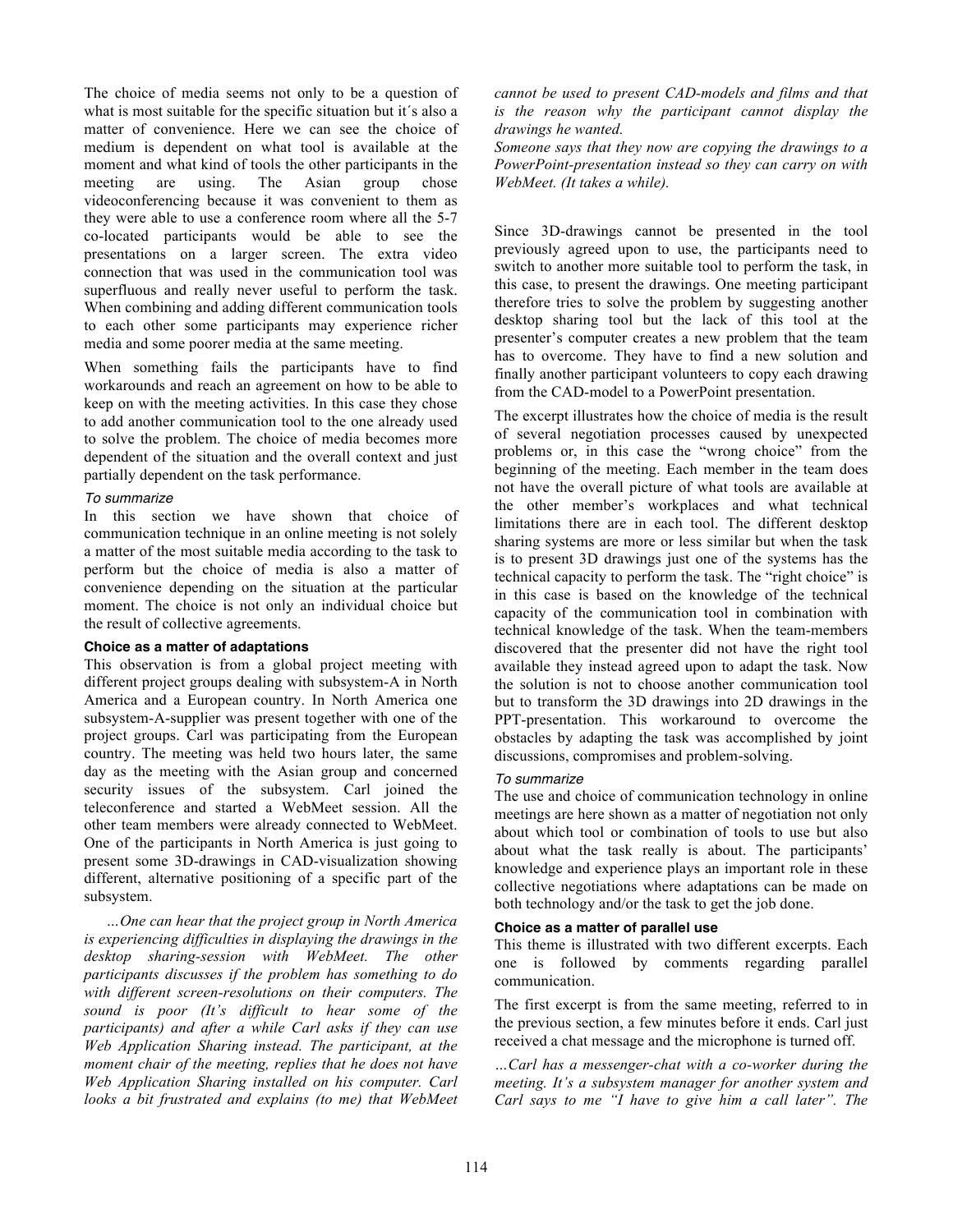The choice of media seems not only to be a question of what is most suitable for the specific situation but it´s also a matter of convenience. Here we can see the choice of medium is dependent on what tool is available at the moment and what kind of tools the other participants in the meeting are using. The Asian group chose videoconferencing because it was convenient to them as they were able to use a conference room where all the 5-7 co-located participants would be able to see the presentations on a larger screen. The extra video connection that was used in the communication tool was superfluous and really never useful to perform the task. When combining and adding different communication tools to each other some participants may experience richer media and some poorer media at the same meeting.

When something fails the participants have to find workarounds and reach an agreement on how to be able to keep on with the meeting activities. In this case they chose to add another communication tool to the one already used to solve the problem. The choice of media becomes more dependent of the situation and the overall context and just partially dependent on the task performance.

*To summarize*

In this section we have shown that choice of communication technique in an online meeting is not solely a matter of the most suitable media according to the task to perform but the choice of media is also a matter of convenience depending on the situation at the particular moment. The choice is not only an individual choice but the result of collective agreements.

### Choice as a matter of adaptations

This observation is from a global project meeting with different project groups dealing with subsystem-A in North America and a European country. In North America one subsystem-A-supplier was present together with one of the project groups. Carl was participating from the European country. The meeting was held two hours later, the same day as the meeting with the Asian group and concerned security issues of the subsystem. Carl joined the teleconference and started a WebMeet session. All the other team members were already connected to WebMeet. One of the participants in North America is just going to present some 3D-drawings in CAD-visualization showing different, alternative positioning of a specific part of the subsystem.

*…One can hear that the project group in North America is experiencing difficulties in displaying the drawings in the desktop sharing-session with WebMeet. The other participants discusses if the problem has something to do with different screen-resolutions on their computers. The sound is poor (It's difficult to hear some of the participants) and after a while Carl asks if they can use Web Application Sharing instead. The participant, at the moment chair of the meeting, replies that he does not have Web Application Sharing installed on his computer. Carl looks a bit frustrated and explains (to me) that WebMeet cannot be used to present CAD-models and films and that is the reason why the participant cannot display the drawings he wanted.*

*Someone says that they now are copying the drawings to a PowerPoint-presentation instead so they can carry on with WebMeet. (It takes a while).*

Since 3D-drawings cannot be presented in the tool previously agreed upon to use, the participants need to switch to another more suitable tool to perform the task, in this case, to present the drawings. One meeting participant therefore tries to solve the problem by suggesting another desktop sharing tool but the lack of this tool at the presenter's computer creates a new problem that the team has to overcome. They have to find a new solution and finally another participant volunteers to copy each drawing from the CAD-model to a PowerPoint presentation.

The excerpt illustrates how the choice of media is the result of several negotiation processes caused by unexpected problems or, in this case the "wrong choice" from the beginning of the meeting. Each member in the team does not have the overall picture of what tools are available at the other member's workplaces and what technical limitations there are in each tool. The different desktop sharing systems are more or less similar but when the task is to present 3D drawings just one of the systems has the technical capacity to perform the task. The "right choice" is in this case is based on the knowledge of the technical capacity of the communication tool in combination with technical knowledge of the task. When the team-members discovered that the presenter did not have the right tool available they instead agreed upon to adapt the task. Now the solution is not to choose another communication tool but to transform the 3D drawings into 2D drawings in the PPT-presentation. This workaround to overcome the obstacles by adapting the task was accomplished by joint discussions, compromises and problem-solving.

*To summarize*

The use and choice of communication technology in online meetings are here shown as a matter of negotiation not only about which tool or combination of tools to use but also about what the task really is about. The participants' knowledge and experience plays an important role in these collective negotiations where adaptations can be made on both technology and/or the task to get the job done.

### Choice as a matter of parallel use

This theme is illustrated with two different excerpts. Each one is followed by comments regarding parallel communication.

The first excerpt is from the same meeting, referred to in the previous section, a few minutes before it ends. Carl just received a chat message and the microphone is turned off.

*…Carl has a messenger-chat with a co-worker during the meeting. It's a subsystem manager for another system and Carl says to me "I have to give him a call later". The*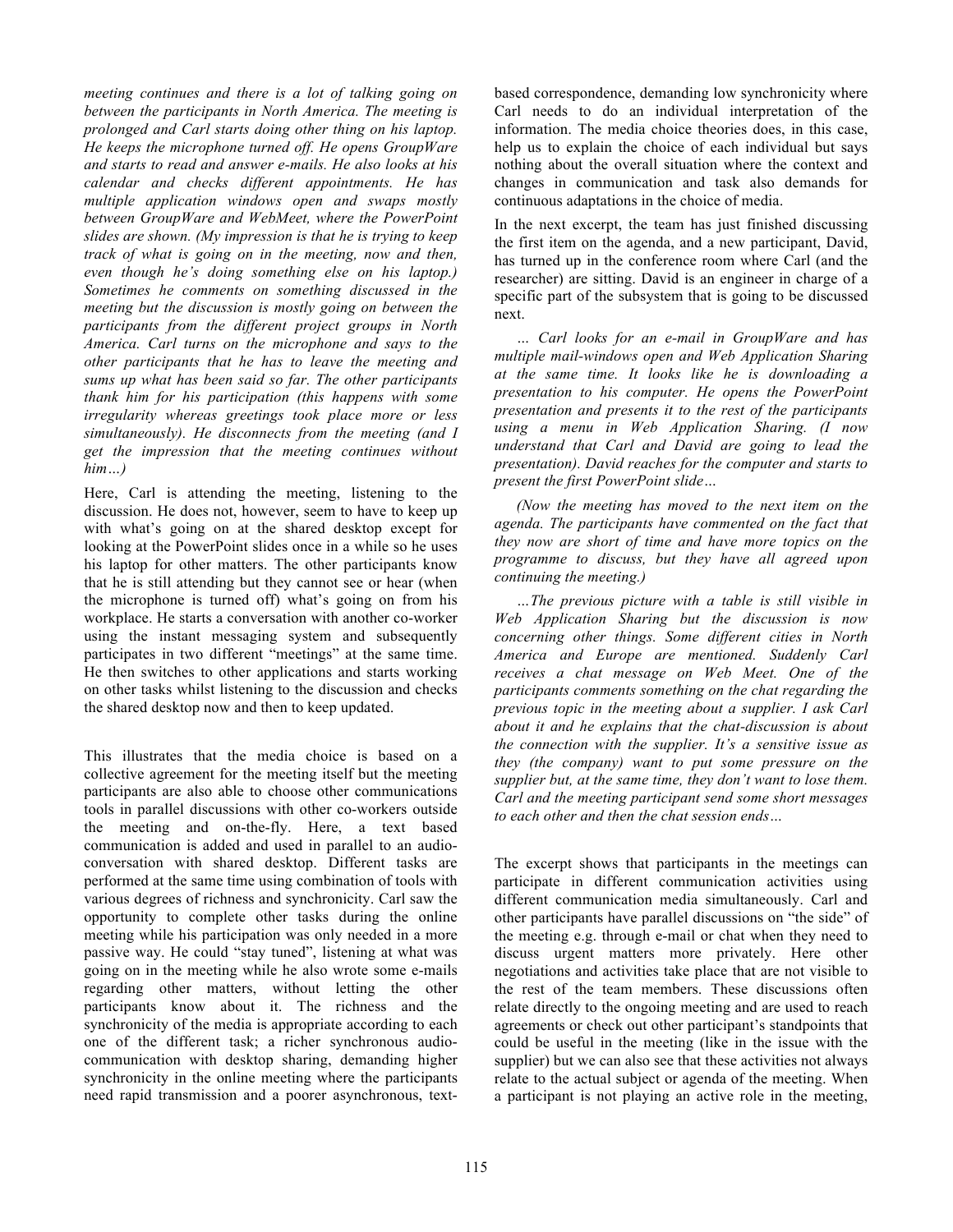*meeting continues and there is a lot of talking going on between the participants in North America. The meeting is prolonged and Carl starts doing other thing on his laptop. He keeps the microphone turned off. He opens GroupWare and starts to read and answer e-mails. He also looks at his calendar and checks different appointments. He has multiple application windows open and swaps mostly between GroupWare and WebMeet, where the PowerPoint slides are shown. (My impression is that he is trying to keep track of what is going on in the meeting, now and then, even though he's doing something else on his laptop.) Sometimes he comments on something discussed in the meeting but the discussion is mostly going on between the participants from the different project groups in North America. Carl turns on the microphone and says to the other participants that he has to leave the meeting and sums up what has been said so far. The other participants thank him for his participation (this happens with some irregularity whereas greetings took place more or less simultaneously). He disconnects from the meeting (and I get the impression that the meeting continues without him…)*

Here, Carl is attending the meeting, listening to the discussion. He does not, however, seem to have to keep up with what's going on at the shared desktop except for looking at the PowerPoint slides once in a while so he uses his laptop for other matters. The other participants know that he is still attending but they cannot see or hear (when the microphone is turned off) what's going on from his workplace. He starts a conversation with another co-worker using the instant messaging system and subsequently participates in two different "meetings" at the same time. He then switches to other applications and starts working on other tasks whilst listening to the discussion and checks the shared desktop now and then to keep updated.

This illustrates that the media choice is based on a collective agreement for the meeting itself but the meeting participants are also able to choose other communications tools in parallel discussions with other co-workers outside the meeting and on-the-fly. Here, a text based communication is added and used in parallel to an audio-conversation with shared desktop. Different tasks are performed at the same time using combination of tools with various degrees of richness and synchronicity. Carl saw the opportunity to complete other tasks during the online meeting while his participation was only needed in a more passive way. He could "stay tuned", listening at what was going on in the meeting while he also wrote some e-mails regarding other matters, without letting the other participants know about it. The richness and the synchronicity of the media is appropriate according to each one of the different task; a richer synchronous audio-communication with desktop sharing, demanding higher synchronicity in the online meeting where the participants need rapid transmission and a poorer asynchronous, text-based correspondence, demanding low synchronicity where Carl needs to do an individual interpretation of the information. The media choice theories does, in this case, help us to explain the choice of each individual but says nothing about the overall situation where the context and changes in communication and task also demands for continuous adaptations in the choice of media.

In the next excerpt, the team has just finished discussing the first item on the agenda, and a new participant, David, has turned up in the conference room where Carl (and the researcher) are sitting. David is an engineer in charge of a specific part of the subsystem that is going to be discussed next.

*… Carl looks for an e-mail in GroupWare and has multiple mail-windows open and Web Application Sharing at the same time. It looks like he is downloading a presentation to his computer. He opens the PowerPoint presentation and presents it to the rest of the participants using a menu in Web Application Sharing. (I now understand that Carl and David are going to lead the presentation). David reaches for the computer and starts to present the first PowerPoint slide…*

*(Now the meeting has moved to the next item on the agenda. The participants have commented on the fact that they now are short of time and have more topics on the programme to discuss, but they have all agreed upon continuing the meeting.)*

*…The previous picture with a table is still visible in Web Application Sharing but the discussion is now concerning other things. Some different cities in North America and Europe are mentioned. Suddenly Carl receives a chat message on Web Meet. One of the participants comments something on the chat regarding the previous topic in the meeting about a supplier. I ask Carl about it and he explains that the chat-discussion is about the connection with the supplier. It's a sensitive issue as they (the company) want to put some pressure on the supplier but, at the same time, they don't want to lose them. Carl and the meeting participant send some short messages to each other and then the chat session ends…*

The excerpt shows that participants in the meetings can participate in different communication activities using different communication media simultaneously. Carl and other participants have parallel discussions on "the side" of the meeting e.g. through e-mail or chat when they need to discuss urgent matters more privately. Here other negotiations and activities take place that are not visible to the rest of the team members. These discussions often relate directly to the ongoing meeting and are used to reach agreements or check out other participant's standpoints that could be useful in the meeting (like in the issue with the supplier) but we can also see that these activities not always relate to the actual subject or agenda of the meeting. When a participant is not playing an active role in the meeting,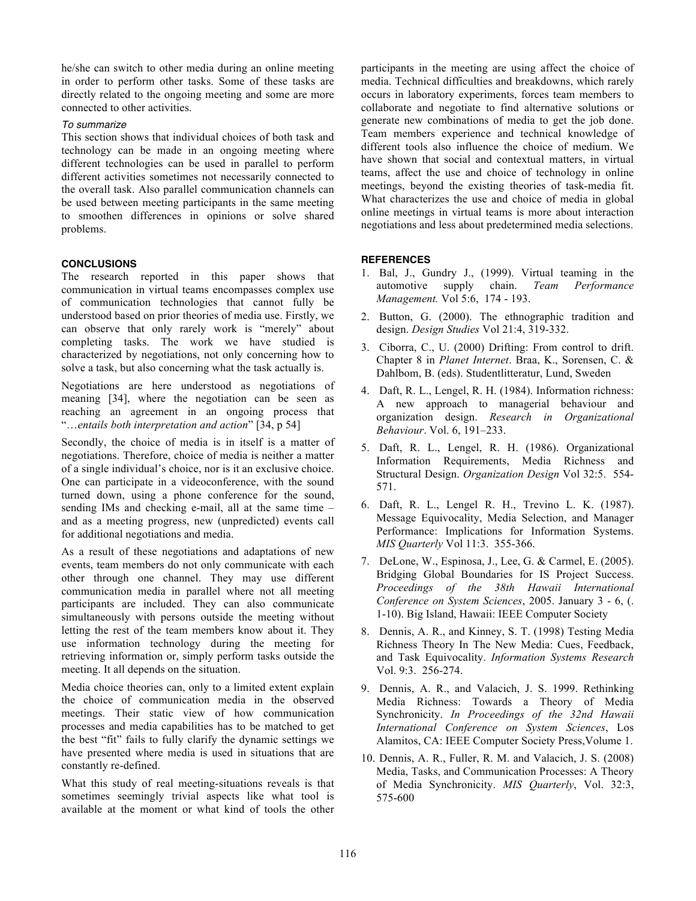he/she can switch to other media during an online meeting in order to perform other tasks. Some of these tasks are directly related to the ongoing meeting and some are more connected to other activities.

*To summarize*

This section shows that individual choices of both task and technology can be made in an ongoing meeting where different technologies can be used in parallel to perform different activities sometimes not necessarily connected to the overall task. Also parallel communication channels can be used between meeting participants in the same meeting to smoothen differences in opinions or solve shared problems.

## CONCLUSIONS

The research reported in this paper shows that communication in virtual teams encompasses complex use of communication technologies that cannot fully be understood based on prior theories of media use. Firstly, we can observe that only rarely work is "merely" about completing tasks. The work we have studied is characterized by negotiations, not only concerning how to solve a task, but also concerning what the task actually is.

Negotiations are here understood as negotiations of meaning [34], where the negotiation can be seen as reaching an agreement in an ongoing process that "…*entails both interpretation and action*" [34, p 54]

Secondly, the choice of media is in itself is a matter of negotiations. Therefore, choice of media is neither a matter of a single individual's choice, nor is it an exclusive choice. One can participate in a videoconference, with the sound turned down, using a phone conference for the sound, sending IMs and checking e-mail, all at the same time – and as a meeting progress, new (unpredicted) events call for additional negotiations and media.

As a result of these negotiations and adaptations of new events, team members do not only communicate with each other through one channel. They may use different communication media in parallel where not all meeting participants are included. They can also communicate simultaneously with persons outside the meeting without letting the rest of the team members know about it. They use information technology during the meeting for retrieving information or, simply perform tasks outside the meeting. It all depends on the situation.

Media choice theories can, only to a limited extent explain the choice of communication media in the observed meetings. Their static view of how communication processes and media capabilities has to be matched to get the best "fit" fails to fully clarify the dynamic settings we have presented where media is used in situations that are constantly re-defined.

What this study of real meeting-situations reveals is that sometimes seemingly trivial aspects like what tool is available at the moment or what kind of tools the other participants in the meeting are using affect the choice of media. Technical difficulties and breakdowns, which rarely occurs in laboratory experiments, forces team members to collaborate and negotiate to find alternative solutions or generate new combinations of media to get the job done. Team members experience and technical knowledge of different tools also influence the choice of medium. We have shown that social and contextual matters, in virtual teams, affect the use and choice of technology in online meetings, beyond the existing theories of task-media fit. What characterizes the use and choice of media in global online meetings in virtual teams is more about interaction negotiations and less about predetermined media selections.

## REFERENCES

1. Bal, J., Gundry J., (1999). Virtual teaming in the automotive supply chain. *Team Performance Management.* Vol 5:6, 174 - 193.
2. Button, G. (2000). The ethnographic tradition and design. *Design Studies* Vol 21:4, 319-332.
3. Ciborra, C., U. (2000) Drifting: From control to drift. Chapter 8 in *Planet Internet*. Braa, K., Sorensen, C. & Dahlbom, B. (eds). Studentlitteratur, Lund, Sweden
4. Daft, R. L., Lengel, R. H. (1984). Information richness: A new approach to managerial behaviour and organization design. *Research in Organizational Behaviour*. Vol. 6, 191–233.
5. Daft, R. L., Lengel, R. H. (1986). Organizational Information Requirements, Media Richness and Structural Design. *Organization Design* Vol 32:5. 554-571.
6. Daft, R. L., Lengel R. H., Trevino L. K. (1987). Message Equivocality, Media Selection, and Manager Performance: Implications for Information Systems. *MIS Quarterly* Vol 11:3. 355-366.
7. DeLone, W., Espinosa, J., Lee, G. & Carmel, E. (2005). Bridging Global Boundaries for IS Project Success. *Proceedings of the 38th Hawaii International Conference on System Sciences*, 2005. January 3 - 6, (. 1-10). Big Island, Hawaii: IEEE Computer Society
8. Dennis, A. R., and Kinney, S. T. (1998) Testing Media Richness Theory In The New Media: Cues, Feedback, and Task Equivocality. *Information Systems Research* Vol. 9:3. 256-274.
9. Dennis, A. R., and Valacich, J. S. 1999. Rethinking Media Richness: Towards a Theory of Media Synchronicity. *In Proceedings of the 32nd Hawaii International Conference on System Sciences*, Los Alamitos, CA: IEEE Computer Society Press,Volume 1.
10. Dennis, A. R., Fuller, R. M. and Valacich, J. S. (2008) Media, Tasks, and Communication Processes: A Theory of Media Synchronicity. *MIS Quarterly*, Vol. 32:3, 575-600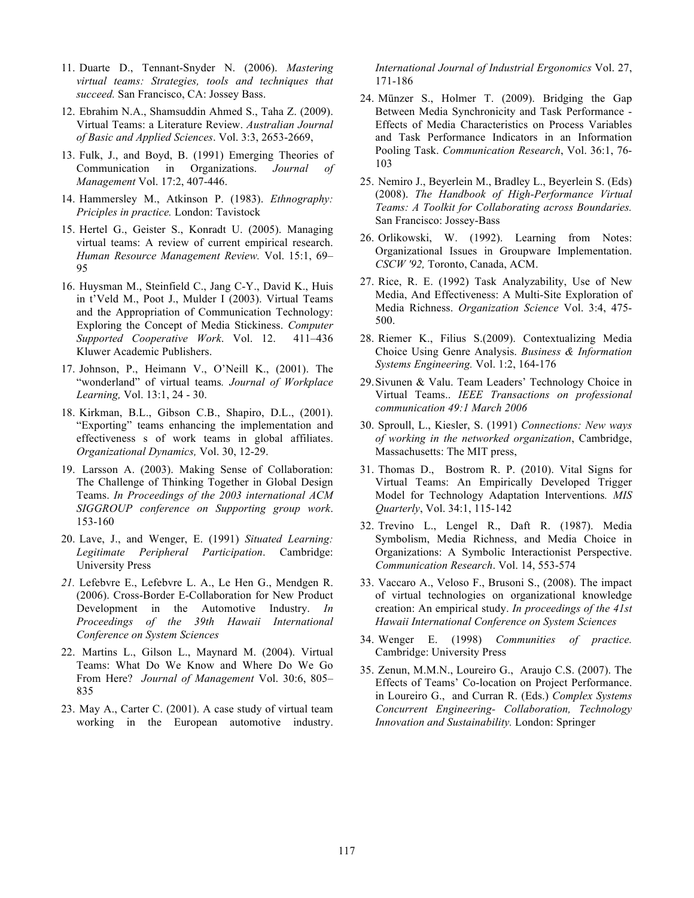11. Duarte D., Tennant-Snyder N. (2006). *Mastering virtual teams: Strategies, tools and techniques that succeed.* San Francisco, CA: Jossey Bass.

12. Ebrahim N.A., Shamsuddin Ahmed S., Taha Z. (2009). Virtual Teams: a Literature Review. *Australian Journal of Basic and Applied Sciences*. Vol. 3:3, 2653-2669,

13. Fulk, J., and Boyd, B. (1991) Emerging Theories of Communication in Organizations. *Journal of Management* Vol. 17:2, 407-446.

14. Hammersley M., Atkinson P. (1983). *Ethnography: Priciples in practice.* London: Tavistock

15. Hertel G., Geister S., Konradt U. (2005). Managing virtual teams: A review of current empirical research. *Human Resource Management Review.* Vol. 15:1, 69–95

16. Huysman M., Steinfield C., Jang C-Y., David K., Huis in t'Veld M., Poot J., Mulder I (2003). Virtual Teams and the Appropriation of Communication Technology: Exploring the Concept of Media Stickiness. *Computer Supported Cooperative Work*. Vol. 12. 411–436 Kluwer Academic Publishers.

17. Johnson, P., Heimann V., O'Neill K., (2001). The "wonderland" of virtual teams*. Journal of Workplace Learning,* Vol. 13:1, 24 - 30.

18. Kirkman, B.L., Gibson C.B., Shapiro, D.L., (2001). "Exporting" teams enhancing the implementation and effectiveness s of work teams in global affiliates. *Organizational Dynamics,* Vol. 30, 12-29.

19. Larsson A. (2003). Making Sense of Collaboration: The Challenge of Thinking Together in Global Design Teams. *In Proceedings of the 2003 international ACM SIGGROUP conference on Supporting group work*. 153-160

20. Lave, J., and Wenger, E. (1991) *Situated Learning: Legitimate Peripheral Participation*. Cambridge: University Press

*21.* Lefebvre E., Lefebvre L. A., Le Hen G., Mendgen R. (2006). Cross-Border E-Collaboration for New Product Development in the Automotive Industry. *In Proceedings of the 39th Hawaii International Conference on System Sciences*

22. Martins L., Gilson L., Maynard M. (2004). Virtual Teams: What Do We Know and Where Do We Go From Here? *Journal of Management* Vol. 30:6, 805–835

23. May A., Carter C. (2001). A case study of virtual team working in the European automotive industry. *International Journal of Industrial Ergonomics* Vol. 27, 171-186

24. Münzer S., Holmer T. (2009). Bridging the Gap Between Media Synchronicity and Task Performance - Effects of Media Characteristics on Process Variables and Task Performance Indicators in an Information Pooling Task. *Communication Research*, Vol. 36:1, 76-103

25. Nemiro J., Beyerlein M., Bradley L., Beyerlein S. (Eds) (2008). *The Handbook of High-Performance Virtual Teams: A Toolkit for Collaborating across Boundaries.* San Francisco: Jossey-Bass

26. Orlikowski, W. (1992). Learning from Notes: Organizational Issues in Groupware Implementation. *CSCW '92,* Toronto, Canada, ACM.

27. Rice, R. E. (1992) Task Analyzability, Use of New Media, And Effectiveness: A Multi-Site Exploration of Media Richness. *Organization Science* Vol. 3:4, 475-500.

28. Riemer K., Filius S.(2009). Contextualizing Media Choice Using Genre Analysis. *Business & Information Systems Engineering.* Vol. 1:2, 164-176

29. Sivunen & Valu. Team Leaders' Technology Choice in Virtual Teams.. *IEEE Transactions on professional communication 49:1 March 2006*

30. Sproull, L., Kiesler, S. (1991) *Connections: New ways of working in the networked organization*, Cambridge, Massachusetts: The MIT press,

31. Thomas D., Bostrom R. P. (2010). Vital Signs for Virtual Teams: An Empirically Developed Trigger Model for Technology Adaptation Interventions*. MIS Quarterly*, Vol. 34:1, 115-142

32. Trevino L., Lengel R., Daft R. (1987). Media Symbolism, Media Richness, and Media Choice in Organizations: A Symbolic Interactionist Perspective. *Communication Research*. Vol. 14, 553-574

33. Vaccaro A., Veloso F., Brusoni S., (2008). The impact of virtual technologies on organizational knowledge creation: An empirical study. *In proceedings of the 41st Hawaii International Conference on System Sciences*

34. Wenger E. (1998) *Communities of practice.* Cambridge: University Press

35. Zenun, M.M.N., Loureiro G., Araujo C.S. (2007). The Effects of Teams' Co-location on Project Performance. in Loureiro G., and Curran R. (Eds.) *Complex Systems Concurrent Engineering- Collaboration, Technology Innovation and Sustainability.* London: Springer